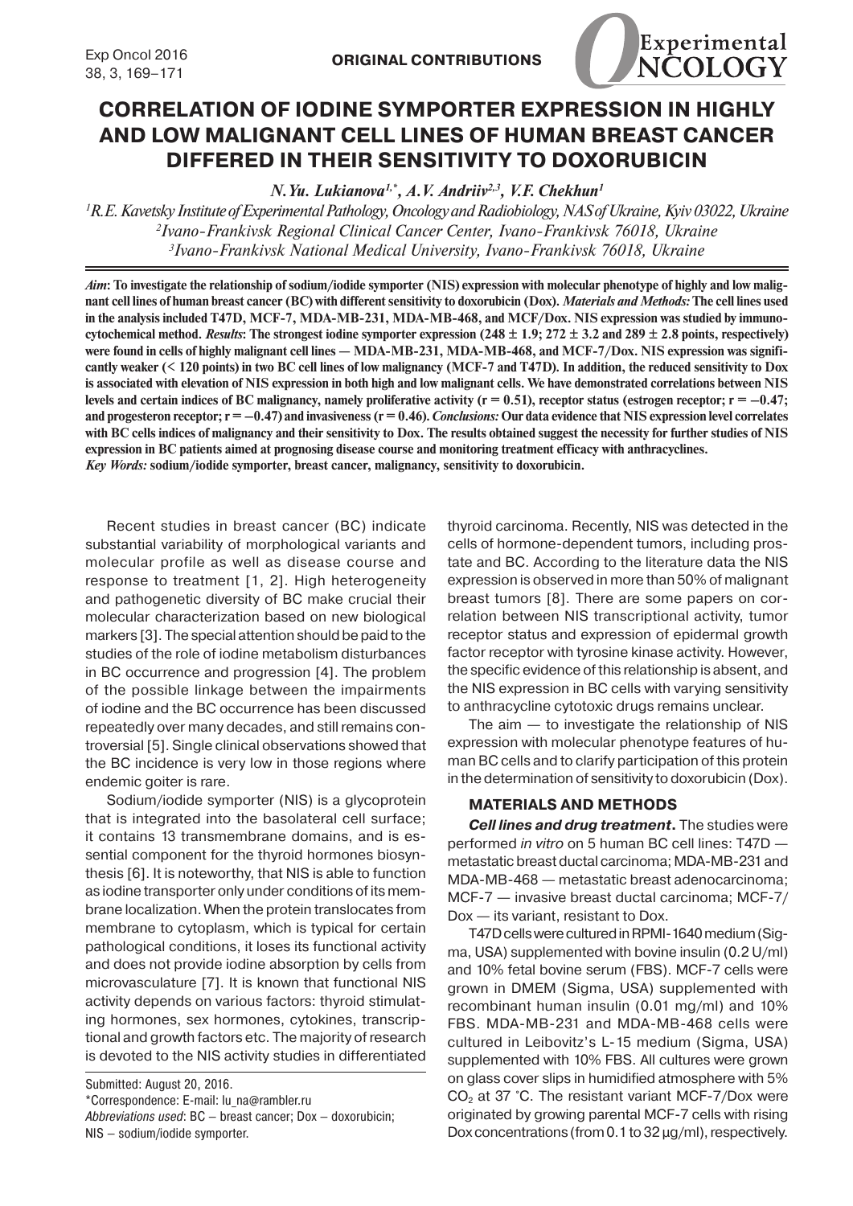ORIGINAL CONTRIBUTIONS

# CORRELATION OF IODINE SYMPORTER EXPRESSION IN HIGHLY AND LOW MALIGNANT CELL LINES OF HUMAN BREAST CANCER DIFFERED IN THEIR SENSITIVITY TO DOXORUBICIN

*N.Yu. Lukianova*[1,*], *A.V. Andriiv*[2,3], *V.F. Chekhun*[1]

[1]*R.E. Kavetsky Institute of Experimental Pathology, Oncology and Radiobiology, NAS of Ukraine, Kyiv 03022, Ukraine*
[2]*Ivano-Frankivsk Regional Clinical Cancer Center, Ivano-Frankivsk 76018, Ukraine*
[3]*Ivano-Frankivsk National Medical University, Ivano-Frankivsk 76018, Ukraine*

***Aim*: To investigate the relationship of sodium/iodide symporter (NIS) expression with molecular phenotype of highly and low malignant cell lines of human breast cancer (BC) with different sensitivity to doxorubicin (Dox). *Materials and Methods:* The cell lines used in the analysis included T47D, MCF-7, MDA-MB-231, MDA-MB-468, and MCF/Dox. NIS expression was studied by immunocytochemical method. *Results*: The strongest iodine symporter expression (248 ± 1.9; 272 ± 3.2 and 289 ± 2.8 points, respectively) were found in cells of highly malignant cell lines — MDA-MB-231, MDA-MB-468, and MCF-7/Dox. NIS expression was significantly weaker (< 120 points) in two BC cell lines of low malignancy (MCF-7 and T47D). In addition, the reduced sensitivity to Dox is associated with elevation of NIS expression in both high and low malignant cells. We have demonstrated correlations between NIS levels and certain indices of BC malignancy, namely proliferative activity ($r = 0.51$), receptor status (estrogen receptor; $r = -0.47$; and progesteron receptor; $r = -0.47$) and invasiveness ($r = 0.46$). *Conclusions:* Our data evidence that NIS expression level correlates with BC cells indices of malignancy and their sensitivity to Dox. The results obtained suggest the necessity for further studies of NIS expression in BC patients aimed at prognosing disease course and monitoring treatment efficacy with anthracyclines.**
***Key Words:* sodium/iodide symporter, breast cancer, malignancy, sensitivity to doxorubicin.**

Recent studies in breast cancer (BC) indicate substantial variability of morphological variants and molecular profile as well as disease course and response to treatment [1, 2]. High heterogeneity and pathogenetic diversity of BC make crucial their molecular characterization based on new biological markers [3]. The special attention should be paid to the studies of the role of iodine metabolism disturbances in BC occurrence and progression [4]. The problem of the possible linkage between the impairments of iodine and the BC occurrence has been discussed repeatedly over many decades, and still remains controversial [5]. Single clinical observations showed that the BC incidence is very low in those regions where endemic goiter is rare.

Sodium/iodide symporter (NIS) is a glycoprotein that is integrated into the basolateral cell surface; it contains 13 transmembrane domains, and is essential component for the thyroid hormones biosynthesis [6]. It is noteworthy, that NIS is able to function as iodine transporter only under conditions of its membrane localization. When the protein translocates from membrane to cytoplasm, which is typical for certain pathological conditions, it loses its functional activity and does not provide iodine absorption by cells from microvasculature [7]. It is known that functional NIS activity depends on various factors: thyroid stimulating hormones, sex hormones, cytokines, transcriptional and growth factors etc. The majority of research is devoted to the NIS activity studies in differentiated thyroid carcinoma. Recently, NIS was detected in the cells of hormone-dependent tumors, including prostate and BC. According to the literature data the NIS expression is observed in more than 50% of malignant breast tumors [8]. There are some papers on correlation between NIS transcriptional activity, tumor receptor status and expression of epidermal growth factor receptor with tyrosine kinase activity. However, the specific evidence of this relationship is absent, and the NIS expression in BC cells with varying sensitivity to anthracycline cytotoxic drugs remains unclear.

The aim — to investigate the relationship of NIS expression with molecular phenotype features of human BC cells and to clarify participation of this protein in the determination of sensitivity to doxorubicin (Dox).

## MATERIALS AND METHODS

***Cell lines and drug treatment.*** The studies were performed *in vitro* on 5 human BC cell lines: T47D — metastatic breast ductal carcinoma; MDA-MB-231 and MDA-MB-468 — metastatic breast adenocarcinoma; MCF-7 — invasive breast ductal carcinoma; MCF-7/Dox — its variant, resistant to Dox.

T47D cells were cultured in RPMI-1640 medium (Sigma, USA) supplemented with bovine insulin (0.2 U/ml) and 10% fetal bovine serum (FBS). MCF-7 cells were grown in DMEM (Sigma, USA) supplemented with recombinant human insulin (0.01 mg/ml) and 10% FBS. MDA-MB-231 and MDA-MB-468 cells were cultured in Leibovitz's L-15 medium (Sigma, USA) supplemented with 10% FBS. All cultures were grown on glass cover slips in humidified atmosphere with 5% $CO_2$ at 37 °C. The resistant variant MCF-7/Dox were originated by growing parental MCF-7 cells with rising Dox concentrations (from 0.1 to 32 µg/ml), respectively.

Submitted: August 20, 2016.
*Correspondence: E-mail: lu_na@rambler.ru
*Abbreviations used*: BC – breast cancer; Dox – doxorubicin; NIS – sodium/iodide symporter.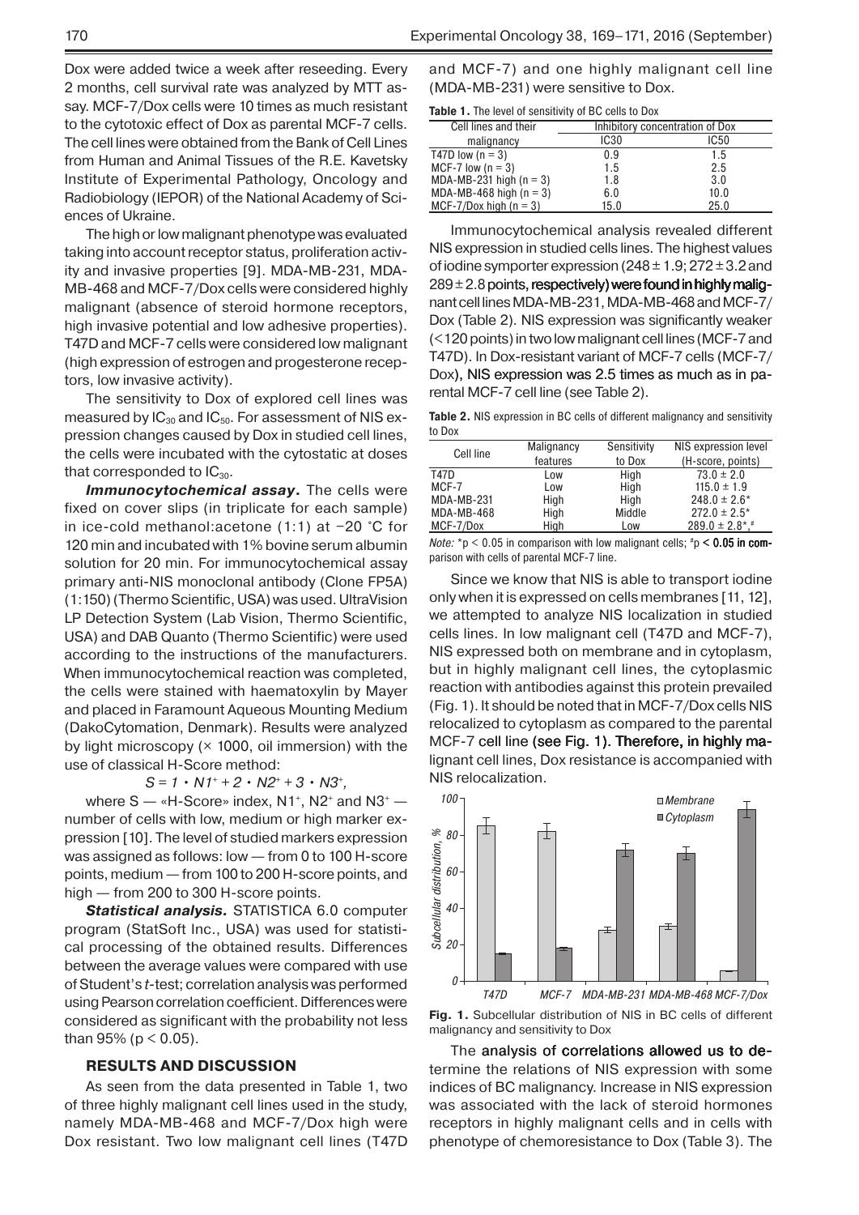Dox were added twice a week after reseeding. Every 2 months, cell survival rate was analyzed by MTT assay. MCF-7/Dox cells were 10 times as much resistant to the cytotoxic effect of Dox as parental MCF-7 cells. The cell lines were obtained from the Bank of Cell Lines from Human and Animal Tissues of the R.E. Kavetsky Institute of Experimental Pathology, Oncology and Radiobiology (IEPOR) of the National Academy of Sciences of Ukraine.

The high or low malignant phenotype was evaluated taking into account receptor status, proliferation activity and invasive properties [9]. MDA-MB-231, MDA-MB-468 and MCF-7/Dox cells were considered highly malignant (absence of steroid hormone receptors, high invasive potential and low adhesive properties). T47D and MCF-7 cells were considered low malignant (high expression of estrogen and progesterone receptors, low invasive activity).

The sensitivity to Dox of explored cell lines was measured by $IC_{30}$ and $IC_{50}$. For assessment of NIS expression changes caused by Dox in studied cell lines, the cells were incubated with the cytostatic at doses that corresponded to $IC_{30}$.

***Immunocytochemical assay.*** The cells were fixed on cover slips (in triplicate for each sample) in ice-cold methanol:acetone (1:1) at −20 °C for 120 min and incubated with 1% bovine serum albumin solution for 20 min. For immunocytochemical assay primary anti-NIS monoclonal antibody (Clone FP5A) (1:150) (Thermo Scientific, USA) was used. UltraVision LP Detection System (Lab Vision, Thermo Scientific, USA) and DAB Quanto (Thermo Scientific) were used according to the instructions of the manufacturers. When immunocytochemical reaction was completed, the cells were stained with haematoxylin by Mayer and placed in Faramount Aqueous Mounting Medium (DakoCytomation, Denmark). Results were analyzed by light microscopy (× 1000, oil immersion) with the use of classical H-Score method:

$$S = 1 \cdot N1^{+} + 2 \cdot N2^{+} + 3 \cdot N3^{+},$$

where S — «H-Score» index, $N1^{+}$, $N2^{+}$ and $N3^{+}$ — number of cells with low, medium or high marker expression [10]. The level of studied markers expression was assigned as follows: low — from 0 to 100 H-score points, medium — from 100 to 200 H-score points, and high — from 200 to 300 H-score points.

***Statistical analysis.*** STATISTICA 6.0 computer program (StatSoft Inc., USA) was used for statistical processing of the obtained results. Differences between the average values were compared with use of Student's *t*-test; correlation analysis was performed using Pearson correlation coefficient. Differences were considered as significant with the probability not less than 95% ($p < 0.05$).

## RESULTS AND DISCUSSION

As seen from the data presented in Table 1, two of three highly malignant cell lines used in the study, namely MDA-MB-468 and MCF-7/Dox high were Dox resistant. Two low malignant cell lines (T47D and MCF-7) and one highly malignant cell line (MDA-MB-231) were sensitive to Dox.

**Table 1.** The level of sensitivity of BC cells to Dox

| Cell lines and their malignancy | Inhibitory concentration of Dox | |
|---|---|---|
| | IC30 | IC50 |
| T47D low (n = 3) | 0.9 | 1.5 |
| MCF-7 low (n = 3) | 1.5 | 2.5 |
| MDA-MB-231 high (n = 3) | 1.8 | 3.0 |
| MDA-MB-468 high (n = 3) | 6.0 | 10.0 |
| MCF-7/Dox high (n = 3) | 15.0 | 25.0 |

Immunocytochemical analysis revealed different NIS expression in studied cells lines. The highest values of iodine symporter expression (248 ± 1.9; 272 ± 3.2 and 289 ± 2.8 points, respectively) were found in highly malignant cell lines MDA-MB-231, MDA-MB-468 and MCF-7/Dox (Table 2). NIS expression was significantly weaker (<120 points) in two low malignant cell lines (MCF-7 and T47D). In Dox-resistant variant of MCF-7 cells (MCF-7/Dox), NIS expression was 2.5 times as much as in parental MCF-7 cell line (see Table 2).

**Table 2.** NIS expression in BC cells of different malignancy and sensitivity to Dox

| Cell line | Malignancy features | Sensitivity to Dox | NIS expression level (H-score, points) |
|---|---|---|---|
| T47D | Low | High | 73.0 ± 2.0 |
| MCF-7 | Low | High | 115.0 ± 1.9 |
| MDA-MB-231 | High | High | 248.0 ± 2.6* |
| MDA-MB-468 | High | Middle | 272.0 ± 2.5* |
| MCF-7/Dox | High | Low | 289.0 ± 2.8*,# |

*Note:* *$p < 0.05$ in comparison with low malignant cells; #$p < 0.05$ in comparison with cells of parental MCF-7 line.

Since we know that NIS is able to transport iodine only when it is expressed on cells membranes [11, 12], we attempted to analyze NIS localization in studied cells lines. In low malignant cell (T47D and MCF-7), NIS expressed both on membrane and in cytoplasm, but in highly malignant cell lines, the cytoplasmic reaction with antibodies against this protein prevailed (Fig. 1). It should be noted that in MCF-7/Dox cells NIS relocalized to cytoplasm as compared to the parental MCF-7 cell line (see Fig. 1). Therefore, in highly malignant cell lines, Dox resistance is accompanied with NIS relocalization.

**Fig. 1.** Subcellular distribution of NIS in BC cells of different malignancy and sensitivity to Dox

The analysis of correlations allowed us to determine the relations of NIS expression with some indices of BC malignancy. Increase in NIS expression was associated with the lack of steroid hormones receptors in highly malignant cells and in cells with phenotype of chemoresistance to Dox (Table 3). The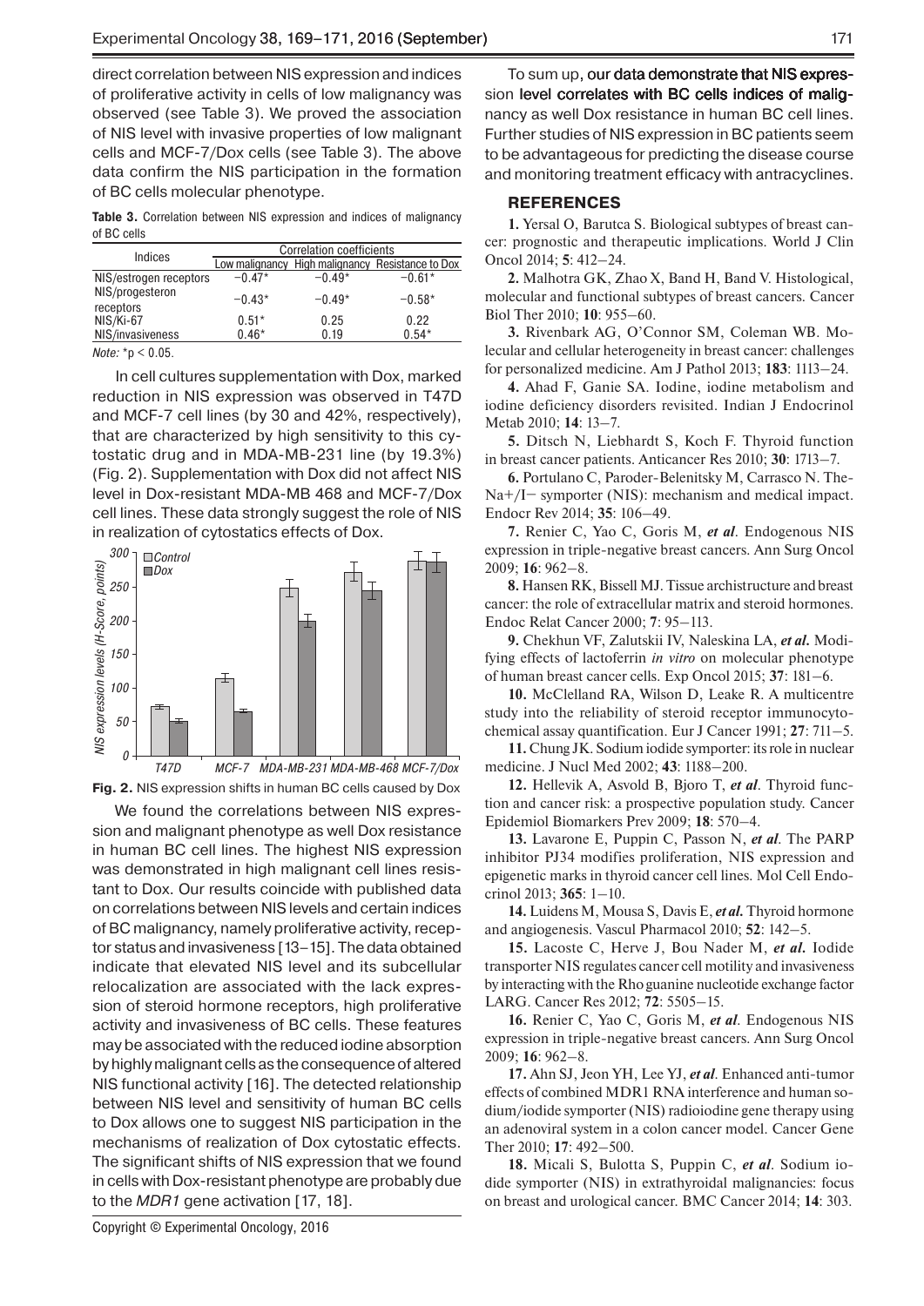direct correlation between NIS expression and indices of proliferative activity in cells of low malignancy was observed (see Table 3). We proved the association of NIS level with invasive properties of low malignant cells and MCF-7/Dox cells (see Table 3). The above data confirm the NIS participation in the formation of BC cells molecular phenotype.

**Table 3.** Correlation between NIS expression and indices of malignancy of BC cells

| Indices | Correlation coefficients | | |
|---|---|---|---|
| | Low malignancy | High malignancy | Resistance to Dox |
| NIS/estrogen receptors | −0.47* | −0.49* | −0.61* |
| NIS/progesteron receptors | −0.43* | −0.49* | −0.58* |
| NIS/Ki-67 | 0.51* | 0.25 | 0.22 |
| NIS/invasiveness | 0.46* | 0.19 | 0.54* |

*Note:* *$p < 0.05$.

In cell cultures supplementation with Dox, marked reduction in NIS expression was observed in T47D and MCF-7 cell lines (by 30 and 42%, respectively), that are characterized by high sensitivity to this cytostatic drug and in MDA-MB-231 line (by 19.3%) (Fig. 2). Supplementation with Dox did not affect NIS level in Dox-resistant MDA-MB 468 and MCF-7/Dox cell lines. These data strongly suggest the role of NIS in realization of cytostatics effects of Dox.

300
250
200
150
100
50
0
NIS expression levels (H-Score, points)
Control
Dox
T47D
MCF-7
MDA-MB-231
MDA-MB-468
MCF-7/Dox

**Fig. 2.** NIS expression shifts in human BC cells caused by Dox

We found the correlations between NIS expression and malignant phenotype as well Dox resistance in human BC cell lines. The highest NIS expression was demonstrated in high malignant cell lines resistant to Dox. Our results coincide with published data on correlations between NIS levels and certain indices of BC malignancy, namely proliferative activity, receptor status and invasiveness [13–15]. The data obtained indicate that elevated NIS level and its subcellular relocalization are associated with the lack expression of steroid hormone receptors, high proliferative activity and invasiveness of BC cells. These features may be associated with the reduced iodine absorption by highly malignant cells as the consequence of altered NIS functional activity [16]. The detected relationship between NIS level and sensitivity of human BC cells to Dox allows one to suggest NIS participation in the mechanisms of realization of Dox cytostatic effects. The significant shifts of NIS expression that we found in cells with Dox-resistant phenotype are probably due to the *MDR1* gene activation [17, 18].

To sum up, our data demonstrate that NIS expression level correlates with BC cells indices of malignancy as well Dox resistance in human BC cell lines. Further studies of NIS expression in BC patients seem to be advantageous for predicting the disease course and monitoring treatment efficacy with antracyclines.

## REFERENCES

**1.** Yersal O, Barutca S. Biological subtypes of breast cancer: prognostic and therapeutic implications. World J Clin Oncol 2014; **5**: 412–24.

**2.** Malhotra GK, Zhao X, Band H, Band V. Histological, molecular and functional subtypes of breast cancers. Cancer Biol Ther 2010; **10**: 955–60.

**3.** Rivenbark AG, O'Connor SM, Coleman WB. Molecular and cellular heterogeneity in breast cancer: challenges for personalized medicine. Am J Pathol 2013; **183**: 1113–24.

**4.** Ahad F, Ganie SA. Iodine, iodine metabolism and iodine deficiency disorders revisited. Indian J Endocrinol Metab 2010; **14**: 13–7.

**5.** Ditsch N, Liebhardt S, Koch F. Thyroid function in breast cancer patients. Anticancer Res 2010; **30**: 1713–7.

**6.** Portulano C, Paroder-Belenitsky M, Carrasco N. The $Na+/I-$ symporter (NIS): mechanism and medical impact. Endocr Rev 2014; **35**: 106–49.

**7.** Renier C, Yao C, Goris M, *et al*. Endogenous NIS expression in triple-negative breast cancers. Ann Surg Oncol 2009; **16**: 962–8.

**8.** Hansen RK, Bissell MJ. Tissue archistructure and breast cancer: the role of extracellular matrix and steroid hormones. Endoc Relat Cancer 2000; **7**: 95–113.

**9.** Chekhun VF, Zalutskii IV, Naleskina LA, *et al*. Modifying effects of lactoferrin *in vitro* on molecular phenotype of human breast cancer cells. Exp Oncol 2015; **37**: 181–6.

**10.** McClelland RA, Wilson D, Leake R. A multicentre study into the reliability of steroid receptor immunocytochemical assay quantification. Eur J Cancer 1991; **27**: 711–5.

**11.** Chung JK. Sodium iodide symporter: its role in nuclear medicine. J Nucl Med 2002; **43**: 1188–200.

**12.** Hellevik A, Asvold B, Bjoro T, *et al*. Thyroid function and cancer risk: a prospective population study. Cancer Epidemiol Biomarkers Prev 2009; **18**: 570–4.

**13.** Lavarone E, Puppin C, Passon N, *et al*. The PARP inhibitor PJ34 modifies proliferation, NIS expression and epigenetic marks in thyroid cancer cell lines. Mol Cell Endocrinol 2013; **365**: 1–10.

**14.** Luidens M, Mousa S, Davis E, *et al.* Thyroid hormone and angiogenesis. Vascul Pharmacol 2010; **52**: 142–5.

**15.** Lacoste C, Herve J, Bou Nader M, *et al.* Iodide transporter NIS regulates cancer cell motility and invasiveness by interacting with the Rho guanine nucleotide exchange factor LARG. Cancer Res 2012; **72**: 5505–15.

**16.** Renier C, Yao C, Goris M, *et al*. Endogenous NIS expression in triple-negative breast cancers. Ann Surg Oncol 2009; **16**: 962–8.

**17.** Ahn SJ, Jeon YH, Lee YJ, *et al*. Enhanced anti-tumor effects of combined MDR1 RNA interference and human sodium/iodide symporter (NIS) radioiodine gene therapy using an adenoviral system in a colon cancer model. Cancer Gene Ther 2010; **17**: 492–500.

**18.** Micali S, Bulotta S, Puppin C, *et al*. Sodium iodide symporter (NIS) in extrathyroidal malignancies: focus on breast and urological cancer. BMC Cancer 2014; **14**: 303.